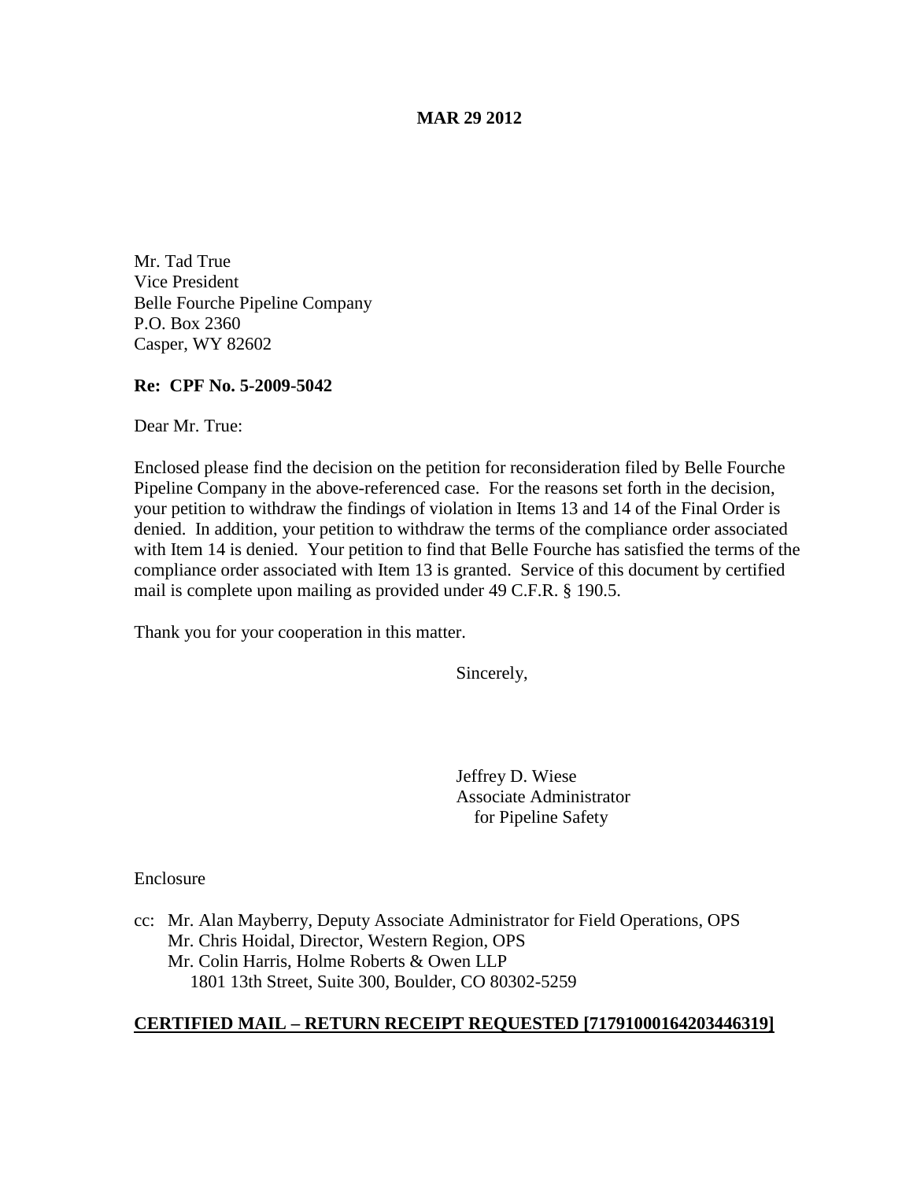**MAR 29 2012**

Mr. Tad True
Vice President
Belle Fourche Pipeline Company
P.O. Box 2360
Casper, WY 82602

**Re: CPF No. 5-2009-5042**

Dear Mr. True:

Enclosed please find the decision on the petition for reconsideration filed by Belle Fourche Pipeline Company in the above-referenced case. For the reasons set forth in the decision, your petition to withdraw the findings of violation in Items 13 and 14 of the Final Order is denied. In addition, your petition to withdraw the terms of the compliance order associated with Item 14 is denied. Your petition to find that Belle Fourche has satisfied the terms of the compliance order associated with Item 13 is granted. Service of this document by certified mail is complete upon mailing as provided under 49 C.F.R. § 190.5.

Thank you for your cooperation in this matter.

Sincerely,

Jeffrey D. Wiese
Associate Administrator
for Pipeline Safety

Enclosure

cc: Mr. Alan Mayberry, Deputy Associate Administrator for Field Operations, OPS
Mr. Chris Hoidal, Director, Western Region, OPS
Mr. Colin Harris, Holme Roberts & Owen LLP
1801 13th Street, Suite 300, Boulder, CO 80302-5259

**CERTIFIED MAIL – RETURN RECEIPT REQUESTED [71791000164203446319]**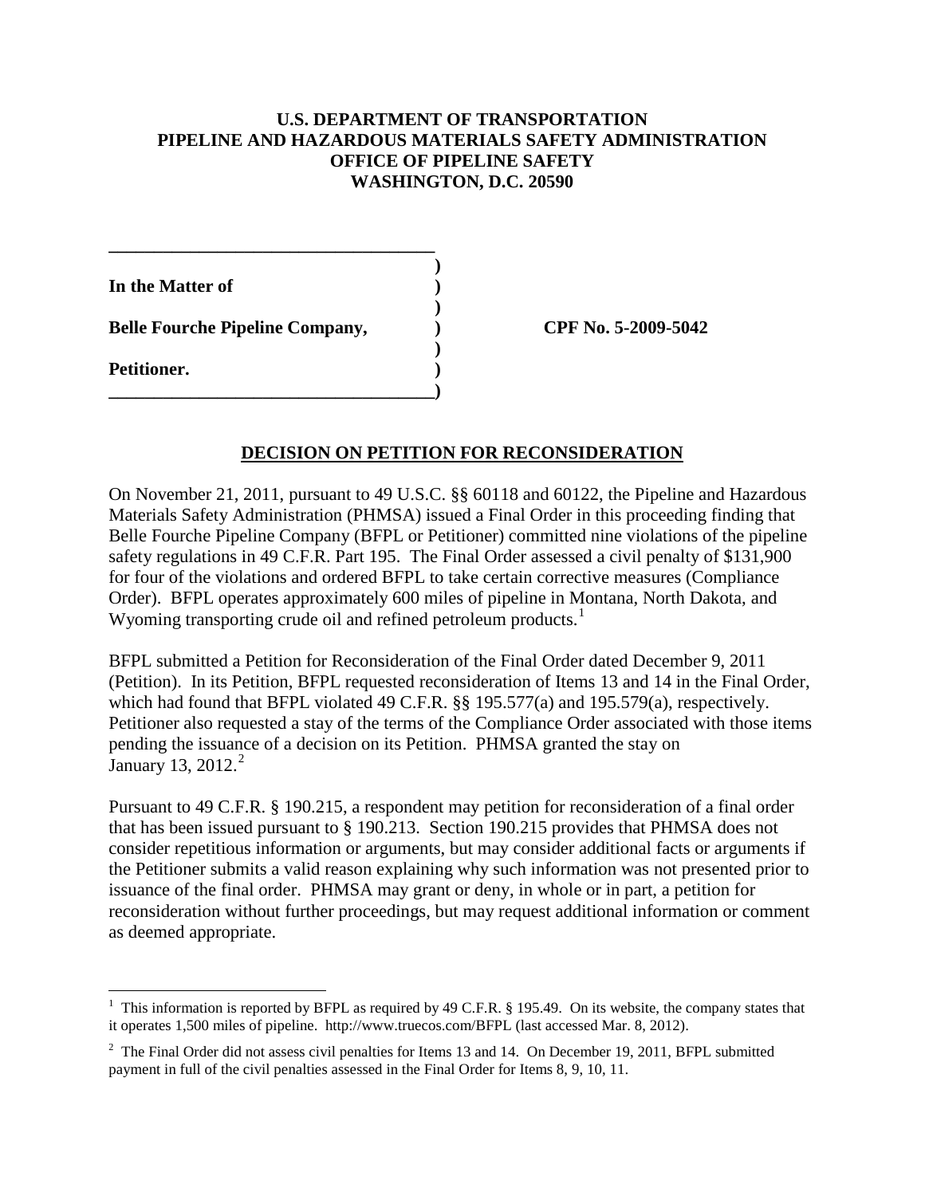**U.S. DEPARTMENT OF TRANSPORTATION**
**PIPELINE AND HAZARDOUS MATERIALS SAFETY ADMINISTRATION**
**OFFICE OF PIPELINE SAFETY**
**WASHINGTON, D.C. 20590**

| | | |
|---|---|---|
| **In the Matter of** | **)** | |
| | **)** | |
| **Belle Fourche Pipeline Company,** | **)** | **CPF No. 5-2009-5042** |
| | **)** | |
| **Petitioner.** | **)** | |

## DECISION ON PETITION FOR RECONSIDERATION

On November 21, 2011, pursuant to 49 U.S.C. §§ 60118 and 60122, the Pipeline and Hazardous Materials Safety Administration (PHMSA) issued a Final Order in this proceeding finding that Belle Fourche Pipeline Company (BFPL or Petitioner) committed nine violations of the pipeline safety regulations in 49 C.F.R. Part 195. The Final Order assessed a civil penalty of $131,900 for four of the violations and ordered BFPL to take certain corrective measures (Compliance Order). BFPL operates approximately 600 miles of pipeline in Montana, North Dakota, and Wyoming transporting crude oil and refined petroleum products.[1]

BFPL submitted a Petition for Reconsideration of the Final Order dated December 9, 2011 (Petition). In its Petition, BFPL requested reconsideration of Items 13 and 14 in the Final Order, which had found that BFPL violated 49 C.F.R. §§ 195.577(a) and 195.579(a), respectively. Petitioner also requested a stay of the terms of the Compliance Order associated with those items pending the issuance of a decision on its Petition. PHMSA granted the stay on January 13, 2012.[2]

Pursuant to 49 C.F.R. § 190.215, a respondent may petition for reconsideration of a final order that has been issued pursuant to § 190.213. Section 190.215 provides that PHMSA does not consider repetitious information or arguments, but may consider additional facts or arguments if the Petitioner submits a valid reason explaining why such information was not presented prior to issuance of the final order. PHMSA may grant or deny, in whole or in part, a petition for reconsideration without further proceedings, but may request additional information or comment as deemed appropriate.

---

[1] This information is reported by BFPL as required by 49 C.F.R. § 195.49. On its website, the company states that it operates 1,500 miles of pipeline. http://www.truecos.com/BFPL (last accessed Mar. 8, 2012).

[2] The Final Order did not assess civil penalties for Items 13 and 14. On December 19, 2011, BFPL submitted payment in full of the civil penalties assessed in the Final Order for Items 8, 9, 10, 11.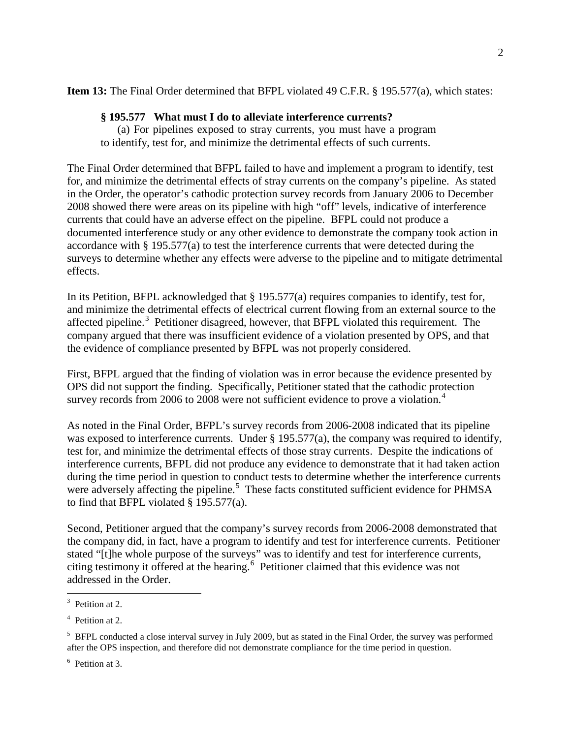**Item 13:** The Final Order determined that BFPL violated 49 C.F.R. § 195.577(a), which states:

> **§ 195.577 What must I do to alleviate interference currents?**
>
> (a) For pipelines exposed to stray currents, you must have a program to identify, test for, and minimize the detrimental effects of such currents.

The Final Order determined that BFPL failed to have and implement a program to identify, test for, and minimize the detrimental effects of stray currents on the company's pipeline. As stated in the Order, the operator's cathodic protection survey records from January 2006 to December 2008 showed there were areas on its pipeline with high "off" levels, indicative of interference currents that could have an adverse effect on the pipeline. BFPL could not produce a documented interference study or any other evidence to demonstrate the company took action in accordance with § 195.577(a) to test the interference currents that were detected during the surveys to determine whether any effects were adverse to the pipeline and to mitigate detrimental effects.

In its Petition, BFPL acknowledged that § 195.577(a) requires companies to identify, test for, and minimize the detrimental effects of electrical current flowing from an external source to the affected pipeline.[3] Petitioner disagreed, however, that BFPL violated this requirement. The company argued that there was insufficient evidence of a violation presented by OPS, and that the evidence of compliance presented by BFPL was not properly considered.

First, BFPL argued that the finding of violation was in error because the evidence presented by OPS did not support the finding. Specifically, Petitioner stated that the cathodic protection survey records from 2006 to 2008 were not sufficient evidence to prove a violation.[4]

As noted in the Final Order, BFPL's survey records from 2006-2008 indicated that its pipeline was exposed to interference currents. Under § 195.577(a), the company was required to identify, test for, and minimize the detrimental effects of those stray currents. Despite the indications of interference currents, BFPL did not produce any evidence to demonstrate that it had taken action during the time period in question to conduct tests to determine whether the interference currents were adversely affecting the pipeline.[5] These facts constituted sufficient evidence for PHMSA to find that BFPL violated § 195.577(a).

Second, Petitioner argued that the company's survey records from 2006-2008 demonstrated that the company did, in fact, have a program to identify and test for interference currents. Petitioner stated "[t]he whole purpose of the surveys" was to identify and test for interference currents, citing testimony it offered at the hearing.[6] Petitioner claimed that this evidence was not addressed in the Order.

---

[3] Petition at 2.

[4] Petition at 2.

[5] BFPL conducted a close interval survey in July 2009, but as stated in the Final Order, the survey was performed after the OPS inspection, and therefore did not demonstrate compliance for the time period in question.

[6] Petition at 3.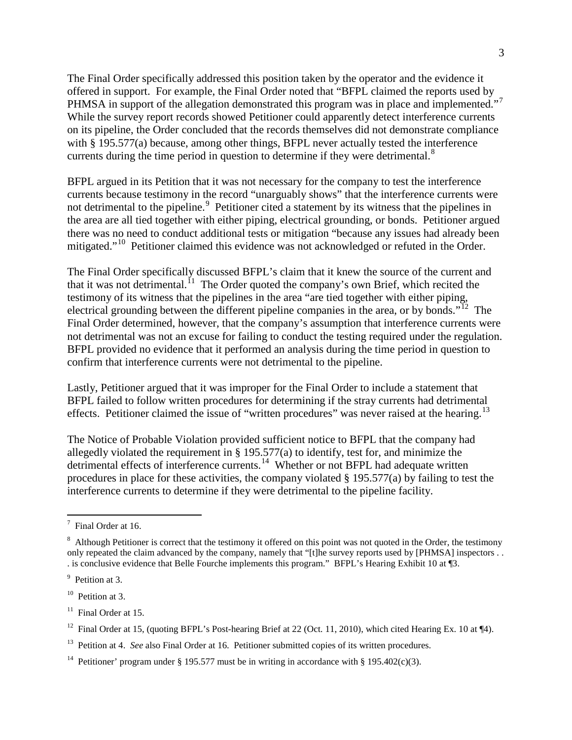The Final Order specifically addressed this position taken by the operator and the evidence it offered in support. For example, the Final Order noted that "BFPL claimed the reports used by PHMSA in support of the allegation demonstrated this program was in place and implemented."[7] While the survey report records showed Petitioner could apparently detect interference currents on its pipeline, the Order concluded that the records themselves did not demonstrate compliance with § 195.577(a) because, among other things, BFPL never actually tested the interference currents during the time period in question to determine if they were detrimental.[8]

BFPL argued in its Petition that it was not necessary for the company to test the interference currents because testimony in the record "unarguably shows" that the interference currents were not detrimental to the pipeline.[9] Petitioner cited a statement by its witness that the pipelines in the area are all tied together with either piping, electrical grounding, or bonds. Petitioner argued there was no need to conduct additional tests or mitigation "because any issues had already been mitigated."[10] Petitioner claimed this evidence was not acknowledged or refuted in the Order.

The Final Order specifically discussed BFPL's claim that it knew the source of the current and that it was not detrimental.[11] The Order quoted the company's own Brief, which recited the testimony of its witness that the pipelines in the area "are tied together with either piping, electrical grounding between the different pipeline companies in the area, or by bonds."[12] The Final Order determined, however, that the company's assumption that interference currents were not detrimental was not an excuse for failing to conduct the testing required under the regulation. BFPL provided no evidence that it performed an analysis during the time period in question to confirm that interference currents were not detrimental to the pipeline.

Lastly, Petitioner argued that it was improper for the Final Order to include a statement that BFPL failed to follow written procedures for determining if the stray currents had detrimental effects. Petitioner claimed the issue of "written procedures" was never raised at the hearing.[13]

The Notice of Probable Violation provided sufficient notice to BFPL that the company had allegedly violated the requirement in § 195.577(a) to identify, test for, and minimize the detrimental effects of interference currents.[14] Whether or not BFPL had adequate written procedures in place for these activities, the company violated § 195.577(a) by failing to test the interference currents to determine if they were detrimental to the pipeline facility.

---

[7] Final Order at 16.

[8] Although Petitioner is correct that the testimony it offered on this point was not quoted in the Order, the testimony only repeated the claim advanced by the company, namely that "[t]he survey reports used by [PHMSA] inspectors . . . is conclusive evidence that Belle Fourche implements this program." BFPL's Hearing Exhibit 10 at ¶3.

[9] Petition at 3.

[10] Petition at 3.

[11] Final Order at 15.

[12] Final Order at 15, (quoting BFPL's Post-hearing Brief at 22 (Oct. 11, 2010), which cited Hearing Ex. 10 at ¶4).

[13] Petition at 4. *See* also Final Order at 16. Petitioner submitted copies of its written procedures.

[14] Petitioner' program under § 195.577 must be in writing in accordance with § 195.402(c)(3).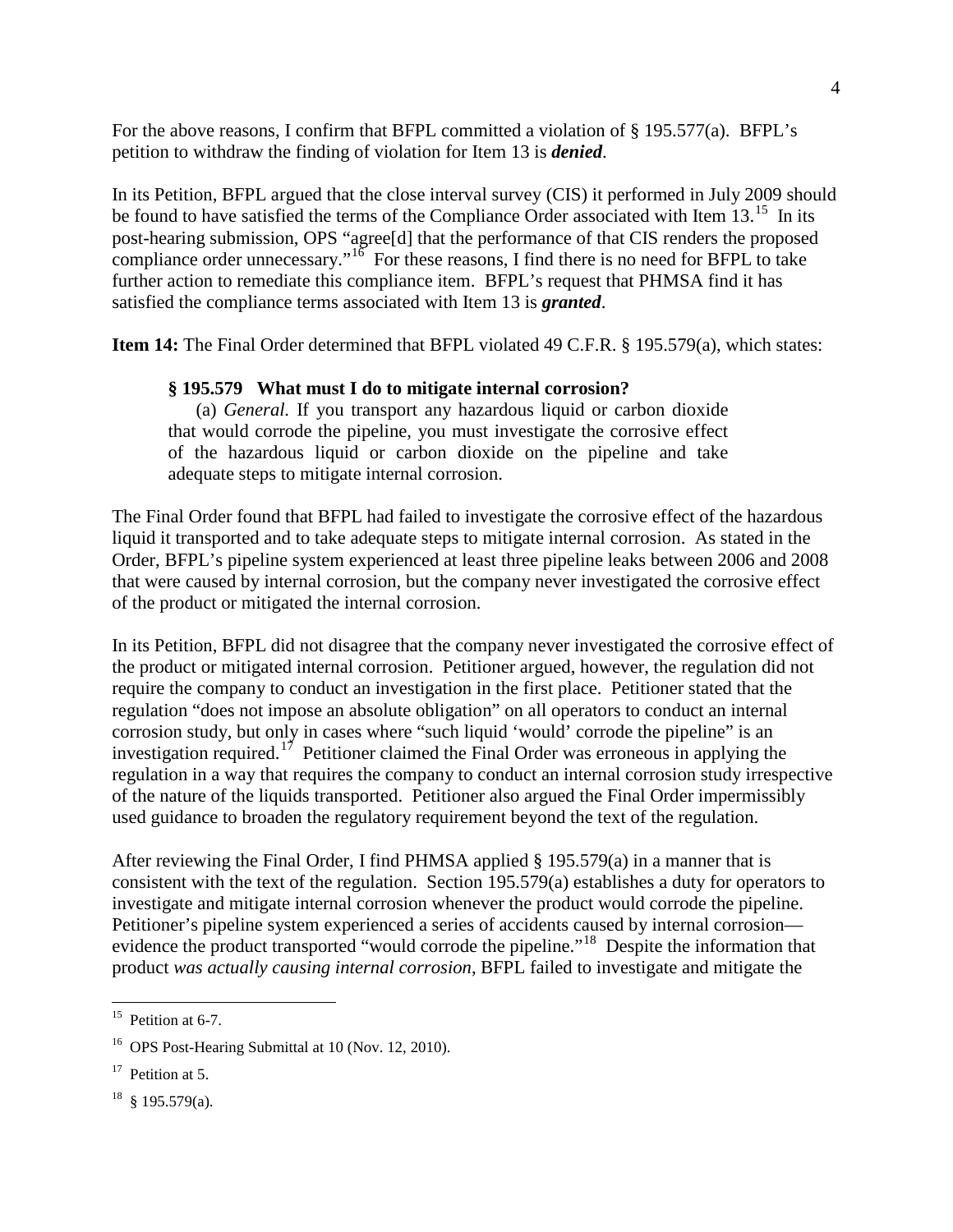For the above reasons, I confirm that BFPL committed a violation of § 195.577(a). BFPL's petition to withdraw the finding of violation for Item 13 is ***denied***.

In its Petition, BFPL argued that the close interval survey (CIS) it performed in July 2009 should be found to have satisfied the terms of the Compliance Order associated with Item 13.[15] In its post-hearing submission, OPS "agree[d] that the performance of that CIS renders the proposed compliance order unnecessary."[16] For these reasons, I find there is no need for BFPL to take further action to remediate this compliance item. BFPL's request that PHMSA find it has satisfied the compliance terms associated with Item 13 is ***granted***.

**Item 14:** The Final Order determined that BFPL violated 49 C.F.R. § 195.579(a), which states:

> **§ 195.579 What must I do to mitigate internal corrosion?**
>
> (a) *General.* If you transport any hazardous liquid or carbon dioxide that would corrode the pipeline, you must investigate the corrosive effect of the hazardous liquid or carbon dioxide on the pipeline and take adequate steps to mitigate internal corrosion.

The Final Order found that BFPL had failed to investigate the corrosive effect of the hazardous liquid it transported and to take adequate steps to mitigate internal corrosion. As stated in the Order, BFPL's pipeline system experienced at least three pipeline leaks between 2006 and 2008 that were caused by internal corrosion, but the company never investigated the corrosive effect of the product or mitigated the internal corrosion.

In its Petition, BFPL did not disagree that the company never investigated the corrosive effect of the product or mitigated internal corrosion. Petitioner argued, however, the regulation did not require the company to conduct an investigation in the first place. Petitioner stated that the regulation "does not impose an absolute obligation" on all operators to conduct an internal corrosion study, but only in cases where "such liquid 'would' corrode the pipeline" is an investigation required.[17] Petitioner claimed the Final Order was erroneous in applying the regulation in a way that requires the company to conduct an internal corrosion study irrespective of the nature of the liquids transported. Petitioner also argued the Final Order impermissibly used guidance to broaden the regulatory requirement beyond the text of the regulation.

After reviewing the Final Order, I find PHMSA applied § 195.579(a) in a manner that is consistent with the text of the regulation. Section 195.579(a) establishes a duty for operators to investigate and mitigate internal corrosion whenever the product would corrode the pipeline. Petitioner's pipeline system experienced a series of accidents caused by internal corrosion—evidence the product transported "would corrode the pipeline."[18] Despite the information that product *was actually causing internal corrosion*, BFPL failed to investigate and mitigate the

---

[15] Petition at 6-7.

[16] OPS Post-Hearing Submittal at 10 (Nov. 12, 2010).

[17] Petition at 5.

[18] § 195.579(a).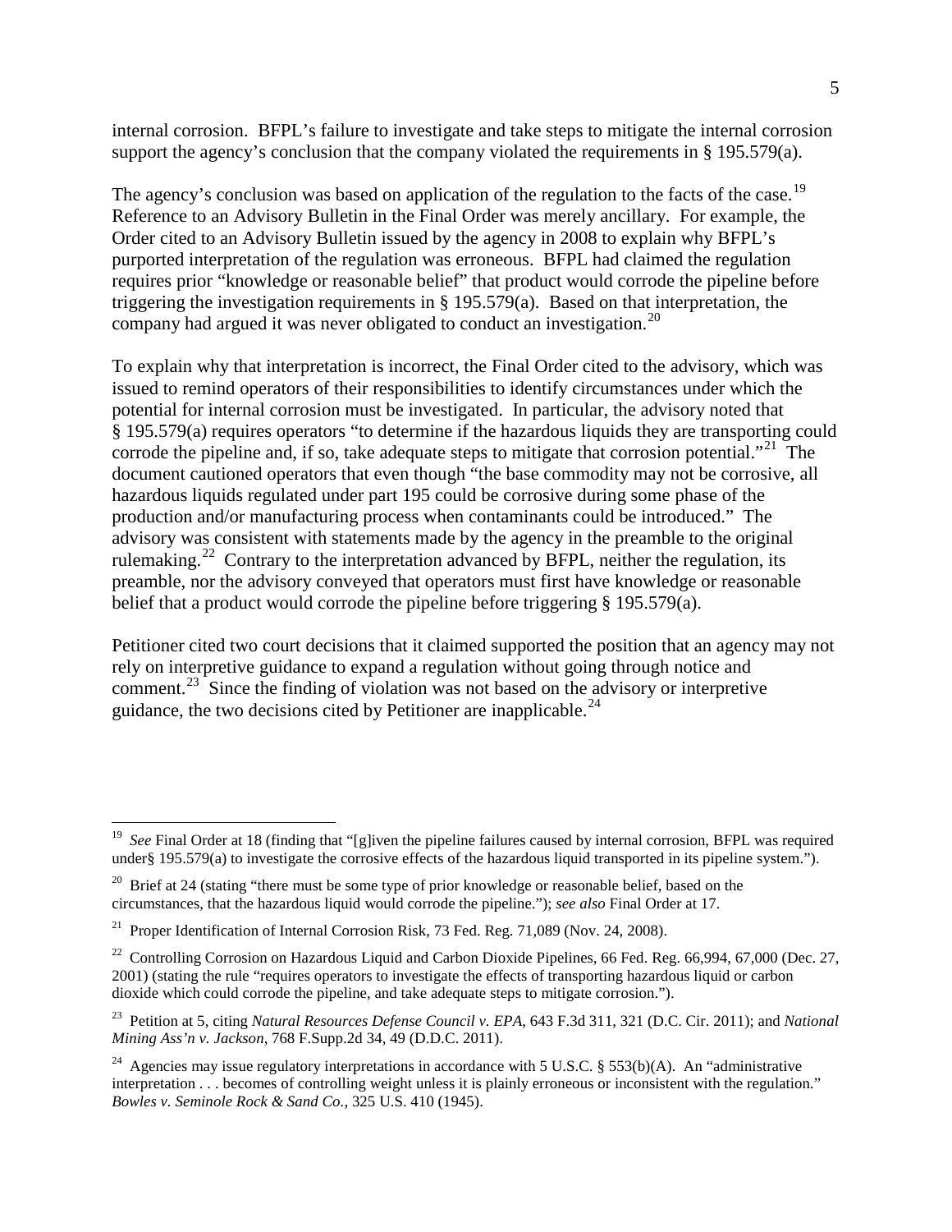internal corrosion. BFPL's failure to investigate and take steps to mitigate the internal corrosion support the agency's conclusion that the company violated the requirements in § 195.579(a).

The agency's conclusion was based on application of the regulation to the facts of the case.[19] Reference to an Advisory Bulletin in the Final Order was merely ancillary. For example, the Order cited to an Advisory Bulletin issued by the agency in 2008 to explain why BFPL's purported interpretation of the regulation was erroneous. BFPL had claimed the regulation requires prior "knowledge or reasonable belief" that product would corrode the pipeline before triggering the investigation requirements in § 195.579(a). Based on that interpretation, the company had argued it was never obligated to conduct an investigation.[20]

To explain why that interpretation is incorrect, the Final Order cited to the advisory, which was issued to remind operators of their responsibilities to identify circumstances under which the potential for internal corrosion must be investigated. In particular, the advisory noted that § 195.579(a) requires operators "to determine if the hazardous liquids they are transporting could corrode the pipeline and, if so, take adequate steps to mitigate that corrosion potential."[21] The document cautioned operators that even though "the base commodity may not be corrosive, all hazardous liquids regulated under part 195 could be corrosive during some phase of the production and/or manufacturing process when contaminants could be introduced." The advisory was consistent with statements made by the agency in the preamble to the original rulemaking.[22] Contrary to the interpretation advanced by BFPL, neither the regulation, its preamble, nor the advisory conveyed that operators must first have knowledge or reasonable belief that a product would corrode the pipeline before triggering § 195.579(a).

Petitioner cited two court decisions that it claimed supported the position that an agency may not rely on interpretive guidance to expand a regulation without going through notice and comment.[23] Since the finding of violation was not based on the advisory or interpretive guidance, the two decisions cited by Petitioner are inapplicable.[24]

---

[19] *See* Final Order at 18 (finding that "[g]iven the pipeline failures caused by internal corrosion, BFPL was required under§ 195.579(a) to investigate the corrosive effects of the hazardous liquid transported in its pipeline system.").

[20] Brief at 24 (stating "there must be some type of prior knowledge or reasonable belief, based on the circumstances, that the hazardous liquid would corrode the pipeline."); *see also* Final Order at 17.

[21] Proper Identification of Internal Corrosion Risk, 73 Fed. Reg. 71,089 (Nov. 24, 2008).

[22] Controlling Corrosion on Hazardous Liquid and Carbon Dioxide Pipelines, 66 Fed. Reg. 66,994, 67,000 (Dec. 27, 2001) (stating the rule "requires operators to investigate the effects of transporting hazardous liquid or carbon dioxide which could corrode the pipeline, and take adequate steps to mitigate corrosion.").

[23] Petition at 5, citing *Natural Resources Defense Council v. EPA*, 643 F.3d 311, 321 (D.C. Cir. 2011); and *National Mining Ass'n v. Jackson*, 768 F.Supp.2d 34, 49 (D.D.C. 2011).

[24] Agencies may issue regulatory interpretations in accordance with 5 U.S.C. § 553(b)(A). An "administrative interpretation . . . becomes of controlling weight unless it is plainly erroneous or inconsistent with the regulation." *Bowles v. Seminole Rock & Sand Co.*, 325 U.S. 410 (1945).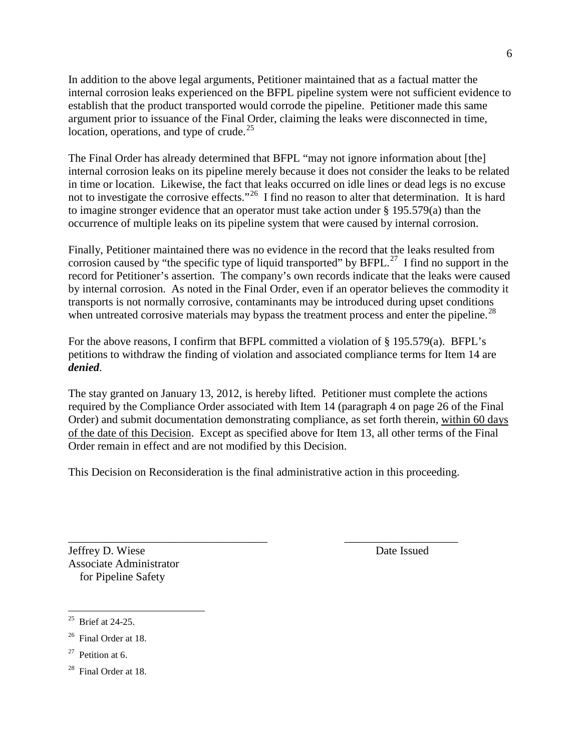In addition to the above legal arguments, Petitioner maintained that as a factual matter the internal corrosion leaks experienced on the BFPL pipeline system were not sufficient evidence to establish that the product transported would corrode the pipeline. Petitioner made this same argument prior to issuance of the Final Order, claiming the leaks were disconnected in time, location, operations, and type of crude.[25]

The Final Order has already determined that BFPL "may not ignore information about [the] internal corrosion leaks on its pipeline merely because it does not consider the leaks to be related in time or location. Likewise, the fact that leaks occurred on idle lines or dead legs is no excuse not to investigate the corrosive effects."[26] I find no reason to alter that determination. It is hard to imagine stronger evidence that an operator must take action under § 195.579(a) than the occurrence of multiple leaks on its pipeline system that were caused by internal corrosion.

Finally, Petitioner maintained there was no evidence in the record that the leaks resulted from corrosion caused by "the specific type of liquid transported" by BFPL.[27] I find no support in the record for Petitioner's assertion. The company's own records indicate that the leaks were caused by internal corrosion. As noted in the Final Order, even if an operator believes the commodity it transports is not normally corrosive, contaminants may be introduced during upset conditions when untreated corrosive materials may bypass the treatment process and enter the pipeline.[28]

For the above reasons, I confirm that BFPL committed a violation of § 195.579(a). BFPL's petitions to withdraw the finding of violation and associated compliance terms for Item 14 are ***denied***.

The stay granted on January 13, 2012, is hereby lifted. Petitioner must complete the actions required by the Compliance Order associated with Item 14 (paragraph 4 on page 26 of the Final Order) and submit documentation demonstrating compliance, as set forth therein, <u>within 60 days of the date of this Decision</u>. Except as specified above for Item 13, all other terms of the Final Order remain in effect and are not modified by this Decision.

This Decision on Reconsideration is the final administrative action in this proceeding.

\_\_\_\_\_\_\_\_\_\_\_\_\_\_\_\_\_\_\_\_\_\_\_\_\_\_\_\_\_\_\_\_\_\_\_ \_\_\_\_\_\_\_\_\_\_\_\_\_\_\_\_\_\_\_\_

Jeffrey D. Wiese
Associate Administrator
for Pipeline Safety

Date Issued

---

[25] Brief at 24-25.

[26] Final Order at 18.

[27] Petition at 6.

[28] Final Order at 18.